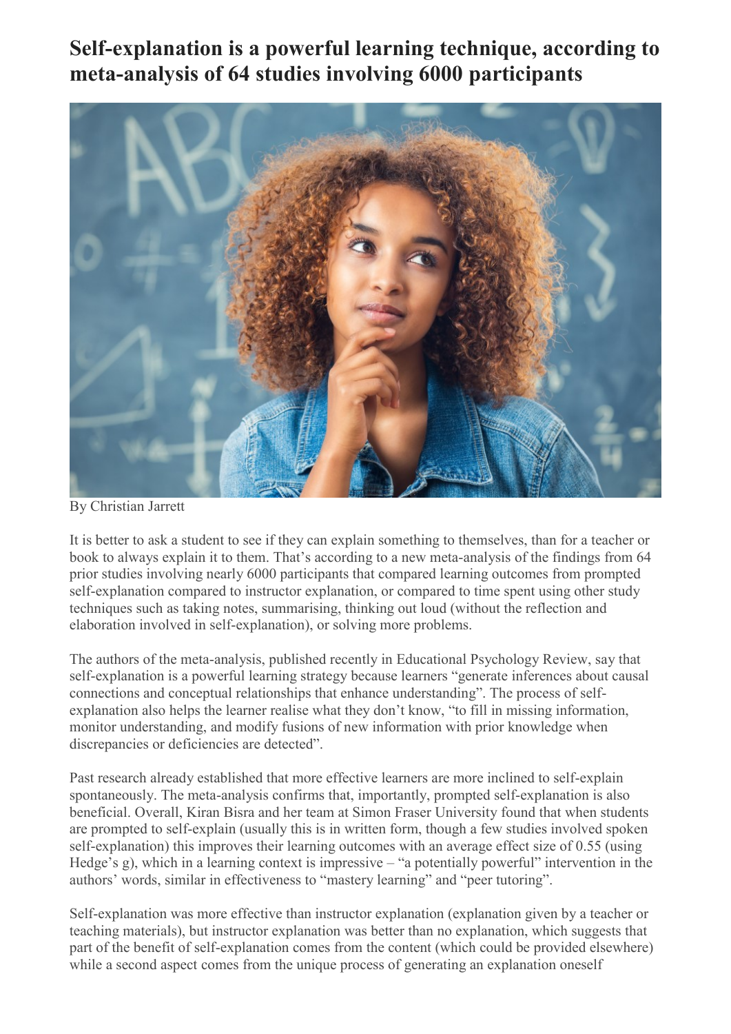# Self-explanation is a powerful learning technique, according to meta-analysis of 64 studies involving 6000 participants

By Christian Jarrett

It is better to ask a student to see if they can explain something to themselves, than for a teacher or book to always explain it to them. That's according to a new meta-analysis of the findings from 64 prior studies involving nearly 6000 participants that compared learning outcomes from prompted self-explanation compared to instructor explanation, or compared to time spent using other study techniques such as taking notes, summarising, thinking out loud (without the reflection and elaboration involved in self-explanation), or solving more problems.

The authors of the meta-analysis, published recently in Educational Psychology Review, say that self-explanation is a powerful learning strategy because learners "generate inferences about causal connections and conceptual relationships that enhance understanding". The process of self-explanation also helps the learner realise what they don't know, "to fill in missing information, monitor understanding, and modify fusions of new information with prior knowledge when discrepancies or deficiencies are detected".

Past research already established that more effective learners are more inclined to self-explain spontaneously. The meta-analysis confirms that, importantly, prompted self-explanation is also beneficial. Overall, Kiran Bisra and her team at Simon Fraser University found that when students are prompted to self-explain (usually this is in written form, though a few studies involved spoken self-explanation) this improves their learning outcomes with an average effect size of 0.55 (using Hedge's g), which in a learning context is impressive – "a potentially powerful" intervention in the authors' words, similar in effectiveness to "mastery learning" and "peer tutoring".

Self-explanation was more effective than instructor explanation (explanation given by a teacher or teaching materials), but instructor explanation was better than no explanation, which suggests that part of the benefit of self-explanation comes from the content (which could be provided elsewhere) while a second aspect comes from the unique process of generating an explanation oneself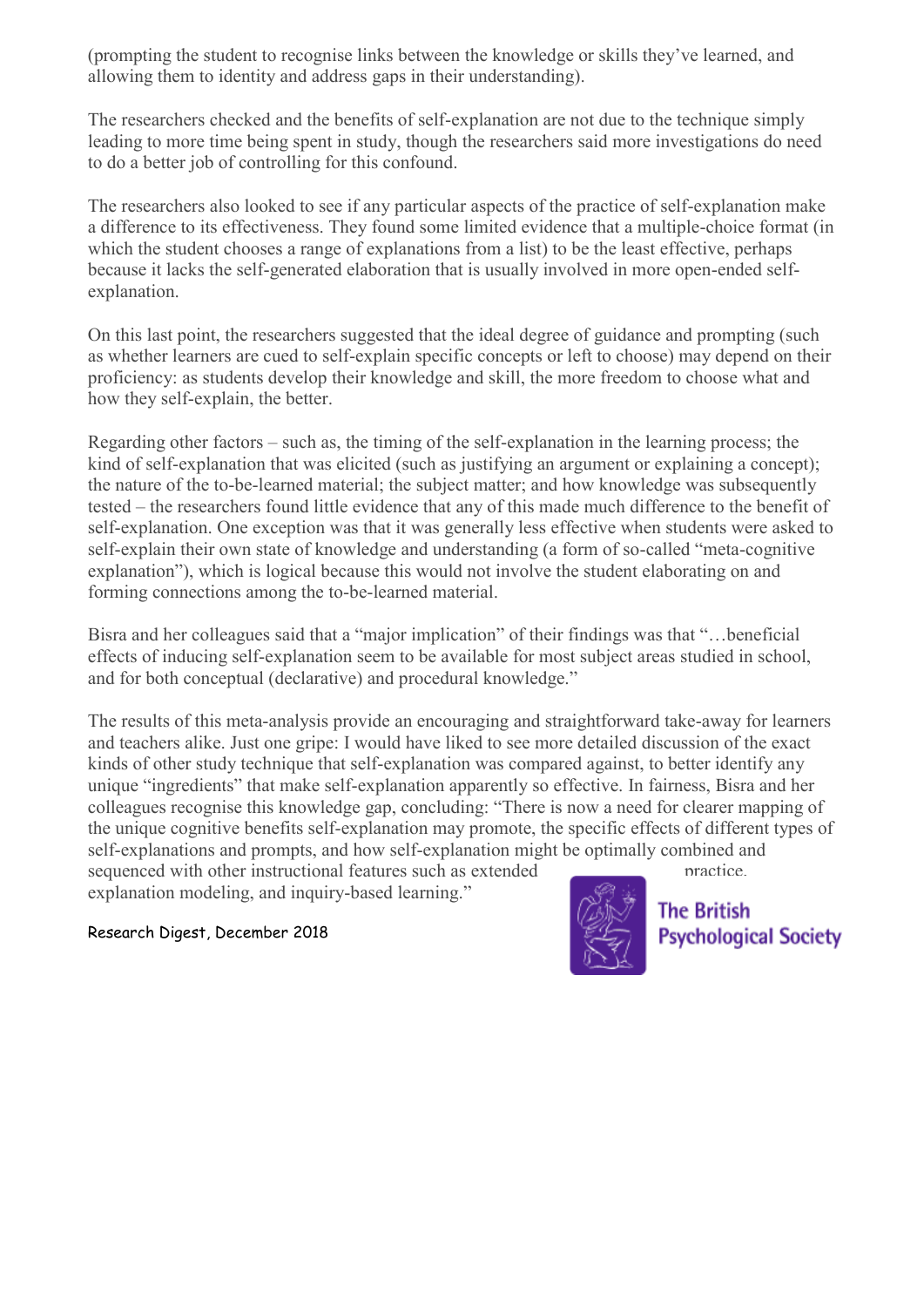(prompting the student to recognise links between the knowledge or skills they've learned, and allowing them to identity and address gaps in their understanding).

The researchers checked and the benefits of self-explanation are not due to the technique simply leading to more time being spent in study, though the researchers said more investigations do need to do a better job of controlling for this confound.

The researchers also looked to see if any particular aspects of the practice of self-explanation make a difference to its effectiveness. They found some limited evidence that a multiple-choice format (in which the student chooses a range of explanations from a list) to be the least effective, perhaps because it lacks the self-generated elaboration that is usually involved in more open-ended self-explanation.

On this last point, the researchers suggested that the ideal degree of guidance and prompting (such as whether learners are cued to self-explain specific concepts or left to choose) may depend on their proficiency: as students develop their knowledge and skill, the more freedom to choose what and how they self-explain, the better.

Regarding other factors – such as, the timing of the self-explanation in the learning process; the kind of self-explanation that was elicited (such as justifying an argument or explaining a concept); the nature of the to-be-learned material; the subject matter; and how knowledge was subsequently tested – the researchers found little evidence that any of this made much difference to the benefit of self-explanation. One exception was that it was generally less effective when students were asked to self-explain their own state of knowledge and understanding (a form of so-called "meta-cognitive explanation"), which is logical because this would not involve the student elaborating on and forming connections among the to-be-learned material.

Bisra and her colleagues said that a "major implication" of their findings was that "…beneficial effects of inducing self-explanation seem to be available for most subject areas studied in school, and for both conceptual (declarative) and procedural knowledge."

The results of this meta-analysis provide an encouraging and straightforward take-away for learners and teachers alike. Just one gripe: I would have liked to see more detailed discussion of the exact kinds of other study technique that self-explanation was compared against, to better identify any unique "ingredients" that make self-explanation apparently so effective. In fairness, Bisra and her colleagues recognise this knowledge gap, concluding: "There is now a need for clearer mapping of the unique cognitive benefits self-explanation may promote, the specific effects of different types of self-explanations and prompts, and how self-explanation might be optimally combined and sequenced with other instructional features such as extended practice, explanation modeling, and inquiry-based learning."

Research Digest, December 2018

The British Psychological Society